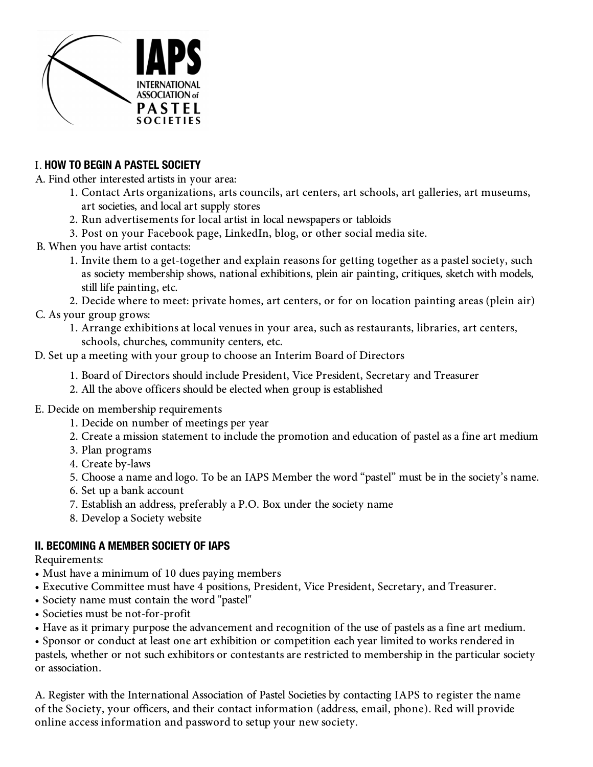IAPS
INTERNATIONAL ASSOCIATION of PASTEL SOCIETIES

## I. HOW TO BEGIN A PASTEL SOCIETY

A. Find other interested artists in your area:

1. Contact Arts organizations, arts councils, art centers, art schools, art galleries, art museums, art societies, and local art supply stores
2. Run advertisements for local artist in local newspapers or tabloids
3. Post on your Facebook page, LinkedIn, blog, or other social media site.

B. When you have artist contacts:

1. Invite them to a get-together and explain reasons for getting together as a pastel society, such as society membership shows, national exhibitions, plein air painting, critiques, sketch with models, still life painting, etc.
2. Decide where to meet: private homes, art centers, or for on location painting areas (plein air)

C. As your group grows:

1. Arrange exhibitions at local venues in your area, such as restaurants, libraries, art centers, schools, churches, community centers, etc.

D. Set up a meeting with your group to choose an Interim Board of Directors

1. Board of Directors should include President, Vice President, Secretary and Treasurer
2. All the above officers should be elected when group is established

E. Decide on membership requirements

1. Decide on number of meetings per year
2. Create a mission statement to include the promotion and education of pastel as a fine art medium
3. Plan programs
4. Create by-laws
5. Choose a name and logo. To be an IAPS Member the word "pastel" must be in the society's name.
6. Set up a bank account
7. Establish an address, preferably a P.O. Box under the society name
8. Develop a Society website

## II. BECOMING A MEMBER SOCIETY OF IAPS

Requirements:

- Must have a minimum of 10 dues paying members
- Executive Committee must have 4 positions, President, Vice President, Secretary, and Treasurer.
- Society name must contain the word "pastel"
- Societies must be not-for-profit
- Have as it primary purpose the advancement and recognition of the use of pastels as a fine art medium.
- Sponsor or conduct at least one art exhibition or competition each year limited to works rendered in pastels, whether or not such exhibitors or contestants are restricted to membership in the particular society or association.

A. Register with the International Association of Pastel Societies by contacting IAPS to register the name of the Society, your officers, and their contact information (address, email, phone). Red will provide online access information and password to setup your new society.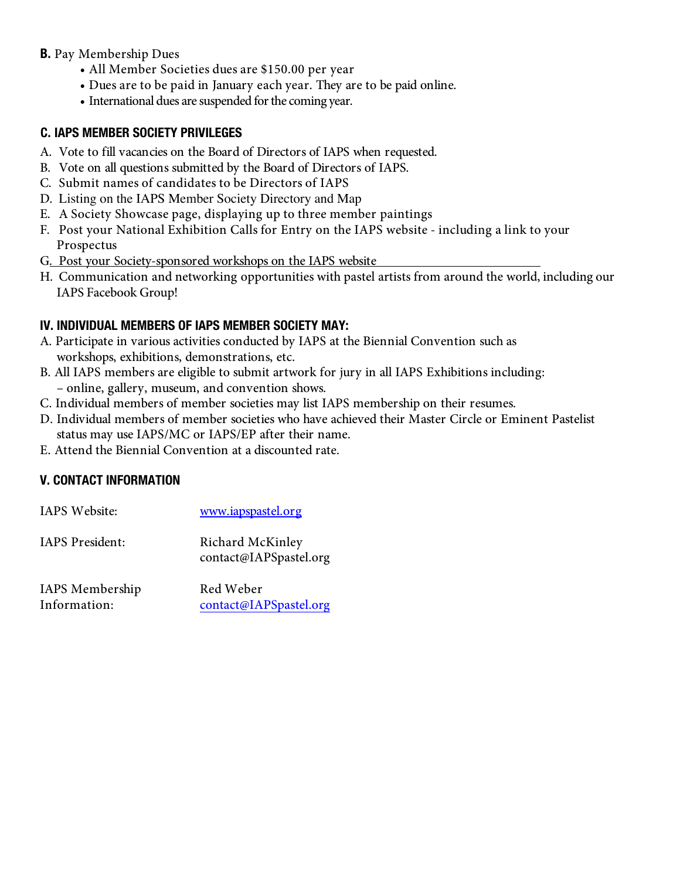**B.** Pay Membership Dues

- All Member Societies dues are $150.00 per year
- Dues are to be paid in January each year. They are to be paid online.
- International dues are suspended for the coming year.

### C. IAPS MEMBER SOCIETY PRIVILEGES

A. Vote to fill vacancies on the Board of Directors of IAPS when requested.
B. Vote on all questions submitted by the Board of Directors of IAPS.
C. Submit names of candidates to be Directors of IAPS
D. Listing on the IAPS Member Society Directory and Map
E. A Society Showcase page, displaying up to three member paintings
F. Post your National Exhibition Calls for Entry on the IAPS website - including a link to your Prospectus
G. Post your Society-sponsored workshops on the IAPS website
H. Communication and networking opportunities with pastel artists from around the world, including our IAPS Facebook Group!

### IV. INDIVIDUAL MEMBERS OF IAPS MEMBER SOCIETY MAY:

A. Participate in various activities conducted by IAPS at the Biennial Convention such as workshops, exhibitions, demonstrations, etc.
B. All IAPS members are eligible to submit artwork for jury in all IAPS Exhibitions including: – online, gallery, museum, and convention shows.
C. Individual members of member societies may list IAPS membership on their resumes.
D. Individual members of member societies who have achieved their Master Circle or Eminent Pastelist status may use IAPS/MC or IAPS/EP after their name.
E. Attend the Biennial Convention at a discounted rate.

### V. CONTACT INFORMATION

| | |
|---|---|
| IAPS Website: | www.iapspastel.org |
| IAPS President: | Richard McKinley<br>contact@IAPSpastel.org |
| IAPS Membership Information: | Red Weber<br>contact@IAPSpastel.org |